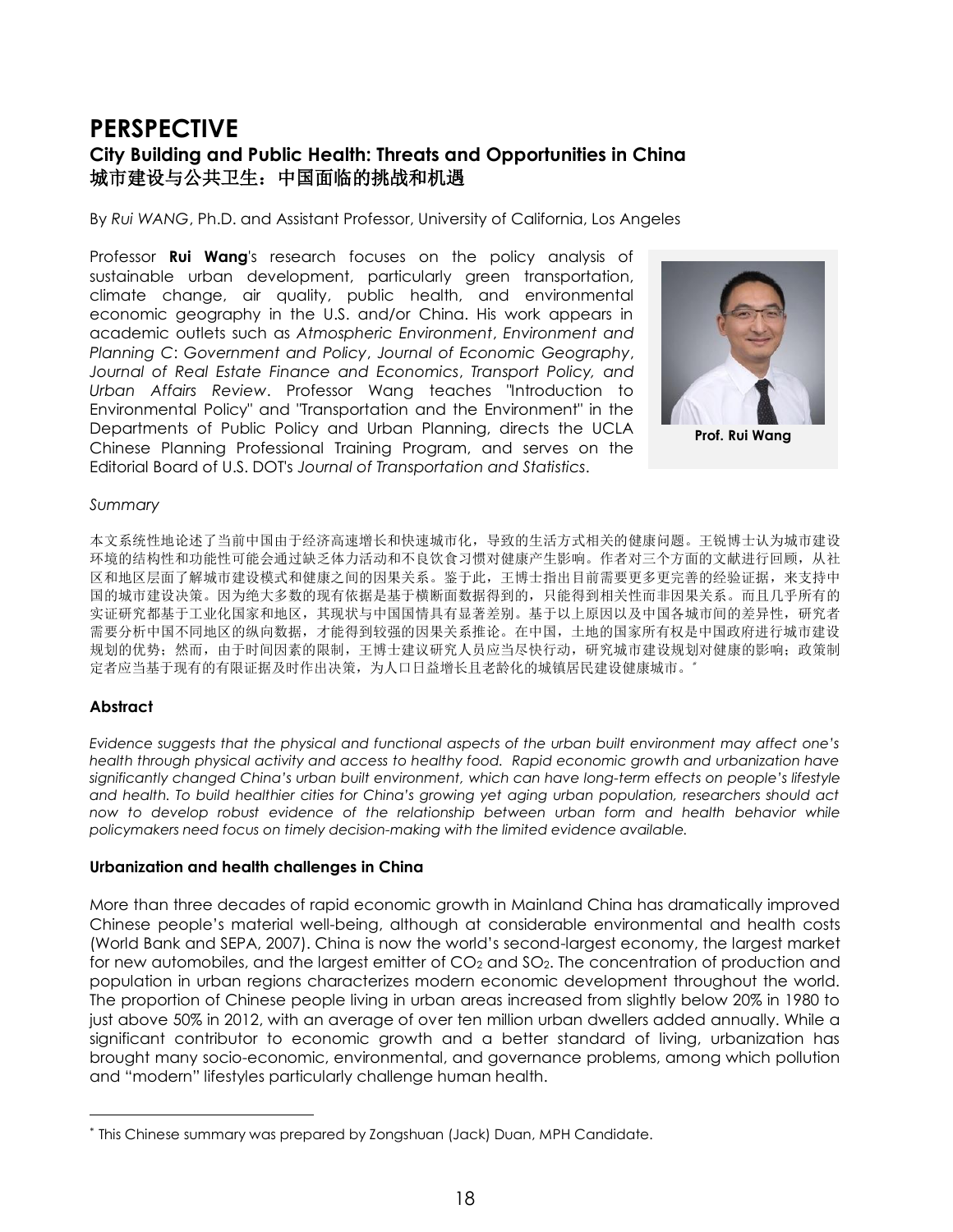# PERSPECTIVE

## City Building and Public Health: Threats and Opportunities in China
## 城市建设与公共卫生：中国面临的挑战和机遇

By *Rui WANG*, Ph.D. and Assistant Professor, University of California, Los Angeles

Professor **Rui Wang**'s research focuses on the policy analysis of sustainable urban development, particularly green transportation, climate change, air quality, public health, and environmental economic geography in the U.S. and/or China. His work appears in academic outlets such as *Atmospheric Environment*, *Environment and Planning C: Government and Policy*, *Journal of Economic Geography*, *Journal of Real Estate Finance and Economics*, *Transport Policy, and Urban Affairs Review*. Professor Wang teaches "Introduction to Environmental Policy" and "Transportation and the Environment" in the Departments of Public Policy and Urban Planning, directs the UCLA Chinese Planning Professional Training Program, and serves on the Editorial Board of U.S. DOT's *Journal of Transportation and Statistics*.

**Prof. Rui Wang**

*Summary*

本文系统性地论述了当前中国由于经济高速增长和快速城市化，导致的生活方式相关的健康问题。王锐博士认为城市建设环境的结构性和功能性可能会通过缺乏体力活动和不良饮食习惯对健康产生影响。作者对三个方面的文献进行回顾，从社区和地区层面了解城市建设模式和健康之间的因果关系。鉴于此，王博士指出目前需要更多更完善的经验证据，来支持中国的城市建设决策。因为绝大多数的现有依据是基于横断面数据得到的，只能得到相关性而非因果关系。而且几乎所有的实证研究都基于工业化国家和地区，其现状与中国国情具有显著差别。基于以上原因以及中国各城市间的差异性，研究者需要分析中国不同地区的纵向数据，才能得到较强的因果关系推论。在中国，土地的国家所有权是中国政府进行城市建设规划的优势；然而，由于时间因素的限制，王博士建议研究人员应当尽快行动，研究城市建设规划对健康的影响；政策制定者应当基于现有的有限证据及时作出决策，为人口日益增长且老龄化的城镇居民建设健康城市。*

### Abstract

*Evidence suggests that the physical and functional aspects of the urban built environment may affect one's health through physical activity and access to healthy food. Rapid economic growth and urbanization have significantly changed China's urban built environment, which can have long-term effects on people's lifestyle and health. To build healthier cities for China's growing yet aging urban population, researchers should act now to develop robust evidence of the relationship between urban form and health behavior while policymakers need focus on timely decision-making with the limited evidence available.*

### Urbanization and health challenges in China

More than three decades of rapid economic growth in Mainland China has dramatically improved Chinese people's material well-being, although at considerable environmental and health costs (World Bank and SEPA, 2007). China is now the world's second-largest economy, the largest market for new automobiles, and the largest emitter of $CO_2$ and $SO_2$. The concentration of production and population in urban regions characterizes modern economic development throughout the world. The proportion of Chinese people living in urban areas increased from slightly below 20% in 1980 to just above 50% in 2012, with an average of over ten million urban dwellers added annually. While a significant contributor to economic growth and a better standard of living, urbanization has brought many socio-economic, environmental, and governance problems, among which pollution and "modern" lifestyles particularly challenge human health.

---

* This Chinese summary was prepared by Zongshuan (Jack) Duan, MPH Candidate.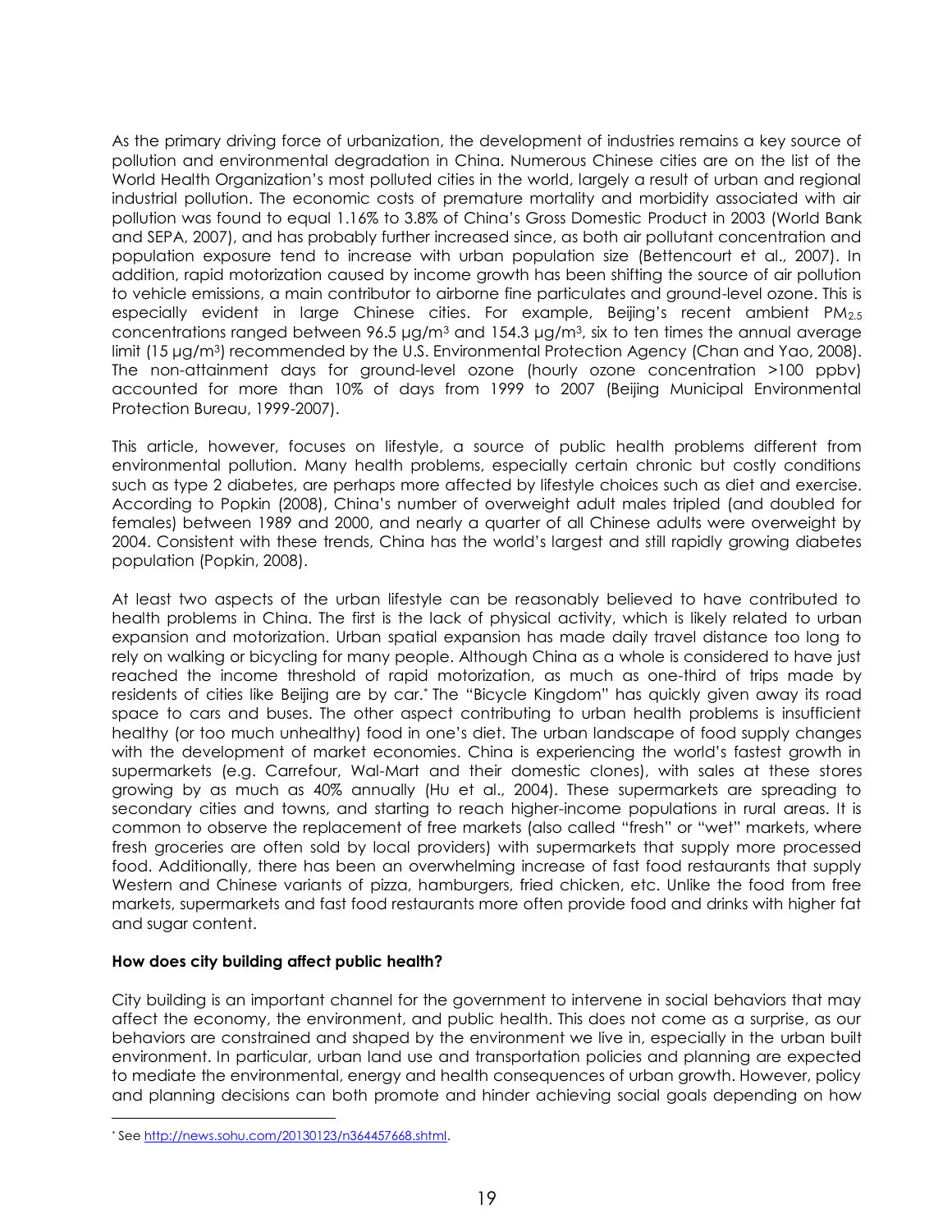As the primary driving force of urbanization, the development of industries remains a key source of pollution and environmental degradation in China. Numerous Chinese cities are on the list of the World Health Organization's most polluted cities in the world, largely a result of urban and regional industrial pollution. The economic costs of premature mortality and morbidity associated with air pollution was found to equal 1.16% to 3.8% of China's Gross Domestic Product in 2003 (World Bank and SEPA, 2007), and has probably further increased since, as both air pollutant concentration and population exposure tend to increase with urban population size (Bettencourt et al., 2007). In addition, rapid motorization caused by income growth has been shifting the source of air pollution to vehicle emissions, a main contributor to airborne fine particulates and ground-level ozone. This is especially evident in large Chinese cities. For example, Beijing's recent ambient $PM_{2.5}$ concentrations ranged between 96.5 μg/m$^3$ and 154.3 μg/m$^3$, six to ten times the annual average limit (15 μg/m$^3$) recommended by the U.S. Environmental Protection Agency (Chan and Yao, 2008). The non-attainment days for ground-level ozone (hourly ozone concentration >100 ppbv) accounted for more than 10% of days from 1999 to 2007 (Beijing Municipal Environmental Protection Bureau, 1999-2007).

This article, however, focuses on lifestyle, a source of public health problems different from environmental pollution. Many health problems, especially certain chronic but costly conditions such as type 2 diabetes, are perhaps more affected by lifestyle choices such as diet and exercise. According to Popkin (2008), China's number of overweight adult males tripled (and doubled for females) between 1989 and 2000, and nearly a quarter of all Chinese adults were overweight by 2004. Consistent with these trends, China has the world's largest and still rapidly growing diabetes population (Popkin, 2008).

At least two aspects of the urban lifestyle can be reasonably believed to have contributed to health problems in China. The first is the lack of physical activity, which is likely related to urban expansion and motorization. Urban spatial expansion has made daily travel distance too long to rely on walking or bicycling for many people. Although China as a whole is considered to have just reached the income threshold of rapid motorization, as much as one-third of trips made by residents of cities like Beijing are by car.[*] The "Bicycle Kingdom" has quickly given away its road space to cars and buses. The other aspect contributing to urban health problems is insufficient healthy (or too much unhealthy) food in one's diet. The urban landscape of food supply changes with the development of market economies. China is experiencing the world's fastest growth in supermarkets (e.g. Carrefour, Wal-Mart and their domestic clones), with sales at these stores growing by as much as 40% annually (Hu et al., 2004). These supermarkets are spreading to secondary cities and towns, and starting to reach higher-income populations in rural areas. It is common to observe the replacement of free markets (also called "fresh" or "wet" markets, where fresh groceries are often sold by local providers) with supermarkets that supply more processed food. Additionally, there has been an overwhelming increase of fast food restaurants that supply Western and Chinese variants of pizza, hamburgers, fried chicken, etc. Unlike the food from free markets, supermarkets and fast food restaurants more often provide food and drinks with higher fat and sugar content.

**How does city building affect public health?**

City building is an important channel for the government to intervene in social behaviors that may affect the economy, the environment, and public health. This does not come as a surprise, as our behaviors are constrained and shaped by the environment we live in, especially in the urban built environment. In particular, urban land use and transportation policies and planning are expected to mediate the environmental, energy and health consequences of urban growth. However, policy and planning decisions can both promote and hinder achieving social goals depending on how

[*] See http://news.sohu.com/20130123/n364457668.shtml.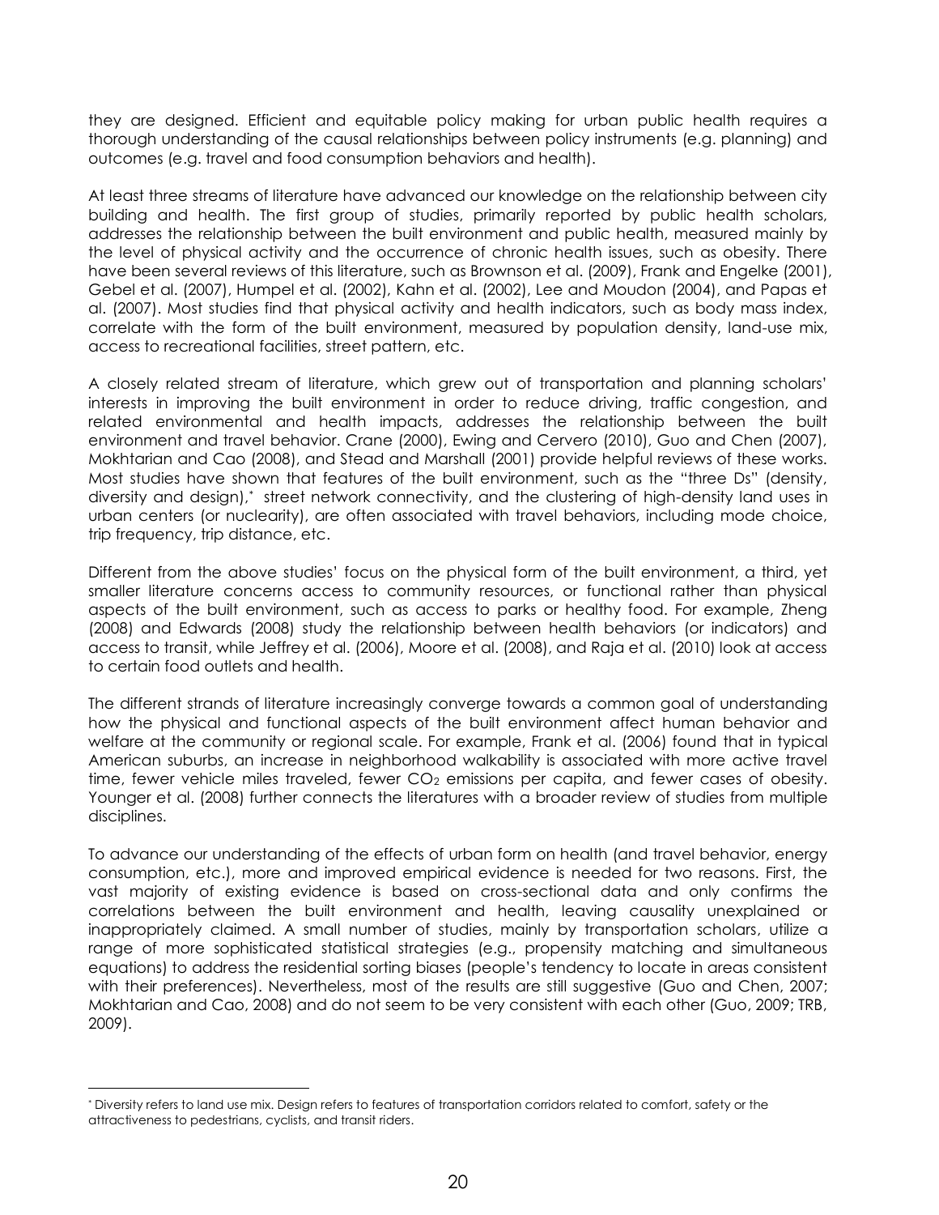they are designed. Efficient and equitable policy making for urban public health requires a thorough understanding of the causal relationships between policy instruments (e.g. planning) and outcomes (e.g. travel and food consumption behaviors and health).

At least three streams of literature have advanced our knowledge on the relationship between city building and health. The first group of studies, primarily reported by public health scholars, addresses the relationship between the built environment and public health, measured mainly by the level of physical activity and the occurrence of chronic health issues, such as obesity. There have been several reviews of this literature, such as Brownson et al. (2009), Frank and Engelke (2001), Gebel et al. (2007), Humpel et al. (2002), Kahn et al. (2002), Lee and Moudon (2004), and Papas et al. (2007). Most studies find that physical activity and health indicators, such as body mass index, correlate with the form of the built environment, measured by population density, land-use mix, access to recreational facilities, street pattern, etc.

A closely related stream of literature, which grew out of transportation and planning scholars' interests in improving the built environment in order to reduce driving, traffic congestion, and related environmental and health impacts, addresses the relationship between the built environment and travel behavior. Crane (2000), Ewing and Cervero (2010), Guo and Chen (2007), Mokhtarian and Cao (2008), and Stead and Marshall (2001) provide helpful reviews of these works. Most studies have shown that features of the built environment, such as the "three Ds" (density, diversity and design),* street network connectivity, and the clustering of high-density land uses in urban centers (or nuclearity), are often associated with travel behaviors, including mode choice, trip frequency, trip distance, etc.

Different from the above studies' focus on the physical form of the built environment, a third, yet smaller literature concerns access to community resources, or functional rather than physical aspects of the built environment, such as access to parks or healthy food. For example, Zheng (2008) and Edwards (2008) study the relationship between health behaviors (or indicators) and access to transit, while Jeffrey et al. (2006), Moore et al. (2008), and Raja et al. (2010) look at access to certain food outlets and health.

The different strands of literature increasingly converge towards a common goal of understanding how the physical and functional aspects of the built environment affect human behavior and welfare at the community or regional scale. For example, Frank et al. (2006) found that in typical American suburbs, an increase in neighborhood walkability is associated with more active travel time, fewer vehicle miles traveled, fewer $CO_2$ emissions per capita, and fewer cases of obesity. Younger et al. (2008) further connects the literatures with a broader review of studies from multiple disciplines.

To advance our understanding of the effects of urban form on health (and travel behavior, energy consumption, etc.), more and improved empirical evidence is needed for two reasons. First, the vast majority of existing evidence is based on cross-sectional data and only confirms the correlations between the built environment and health, leaving causality unexplained or inappropriately claimed. A small number of studies, mainly by transportation scholars, utilize a range of more sophisticated statistical strategies (e.g., propensity matching and simultaneous equations) to address the residential sorting biases (people's tendency to locate in areas consistent with their preferences). Nevertheless, most of the results are still suggestive (Guo and Chen, 2007; Mokhtarian and Cao, 2008) and do not seem to be very consistent with each other (Guo, 2009; TRB, 2009).

---

* Diversity refers to land use mix. Design refers to features of transportation corridors related to comfort, safety or the attractiveness to pedestrians, cyclists, and transit riders.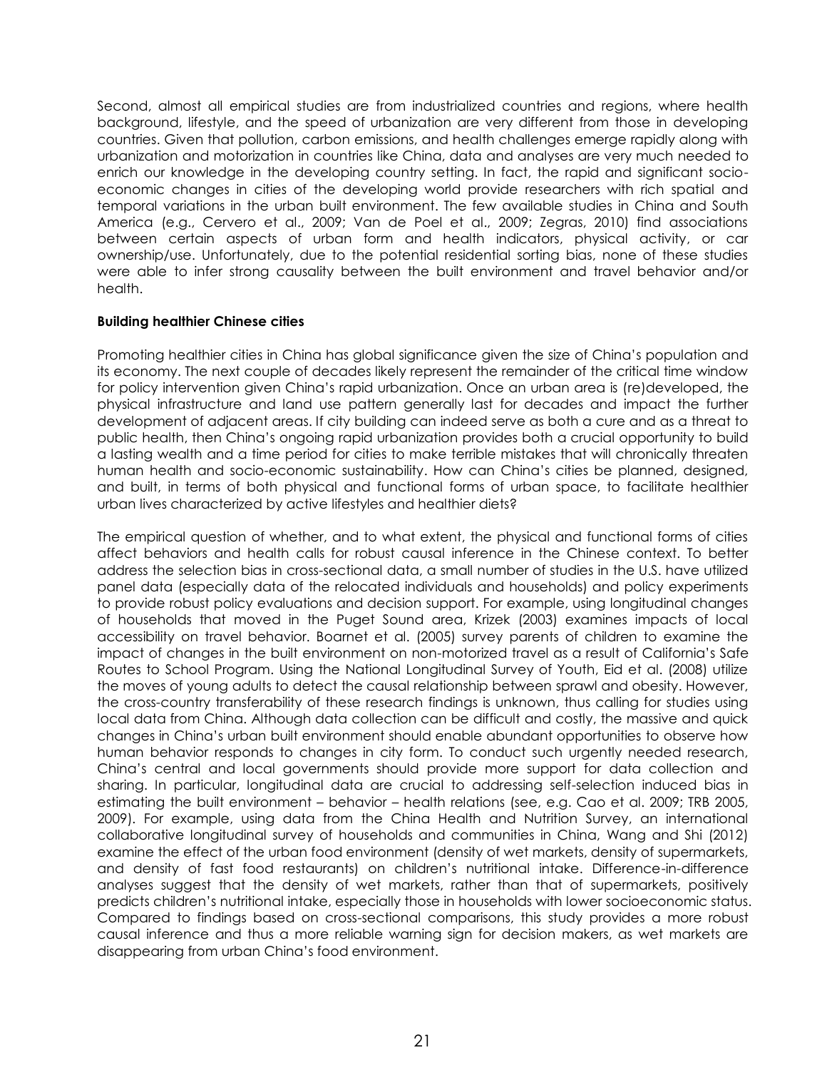Second, almost all empirical studies are from industrialized countries and regions, where health background, lifestyle, and the speed of urbanization are very different from those in developing countries. Given that pollution, carbon emissions, and health challenges emerge rapidly along with urbanization and motorization in countries like China, data and analyses are very much needed to enrich our knowledge in the developing country setting. In fact, the rapid and significant socio-economic changes in cities of the developing world provide researchers with rich spatial and temporal variations in the urban built environment. The few available studies in China and South America (e.g., Cervero et al., 2009; Van de Poel et al., 2009; Zegras, 2010) find associations between certain aspects of urban form and health indicators, physical activity, or car ownership/use. Unfortunately, due to the potential residential sorting bias, none of these studies were able to infer strong causality between the built environment and travel behavior and/or health.

**Building healthier Chinese cities**

Promoting healthier cities in China has global significance given the size of China's population and its economy. The next couple of decades likely represent the remainder of the critical time window for policy intervention given China's rapid urbanization. Once an urban area is (re)developed, the physical infrastructure and land use pattern generally last for decades and impact the further development of adjacent areas. If city building can indeed serve as both a cure and as a threat to public health, then China's ongoing rapid urbanization provides both a crucial opportunity to build a lasting wealth and a time period for cities to make terrible mistakes that will chronically threaten human health and socio-economic sustainability. How can China's cities be planned, designed, and built, in terms of both physical and functional forms of urban space, to facilitate healthier urban lives characterized by active lifestyles and healthier diets?

The empirical question of whether, and to what extent, the physical and functional forms of cities affect behaviors and health calls for robust causal inference in the Chinese context. To better address the selection bias in cross-sectional data, a small number of studies in the U.S. have utilized panel data (especially data of the relocated individuals and households) and policy experiments to provide robust policy evaluations and decision support. For example, using longitudinal changes of households that moved in the Puget Sound area, Krizek (2003) examines impacts of local accessibility on travel behavior. Boarnet et al. (2005) survey parents of children to examine the impact of changes in the built environment on non-motorized travel as a result of California's Safe Routes to School Program. Using the National Longitudinal Survey of Youth, Eid et al. (2008) utilize the moves of young adults to detect the causal relationship between sprawl and obesity. However, the cross-country transferability of these research findings is unknown, thus calling for studies using local data from China. Although data collection can be difficult and costly, the massive and quick changes in China's urban built environment should enable abundant opportunities to observe how human behavior responds to changes in city form. To conduct such urgently needed research, China's central and local governments should provide more support for data collection and sharing. In particular, longitudinal data are crucial to addressing self-selection induced bias in estimating the built environment – behavior – health relations (see, e.g. Cao et al. 2009; TRB 2005, 2009). For example, using data from the China Health and Nutrition Survey, an international collaborative longitudinal survey of households and communities in China, Wang and Shi (2012) examine the effect of the urban food environment (density of wet markets, density of supermarkets, and density of fast food restaurants) on children's nutritional intake. Difference-in-difference analyses suggest that the density of wet markets, rather than that of supermarkets, positively predicts children's nutritional intake, especially those in households with lower socioeconomic status. Compared to findings based on cross-sectional comparisons, this study provides a more robust causal inference and thus a more reliable warning sign for decision makers, as wet markets are disappearing from urban China's food environment.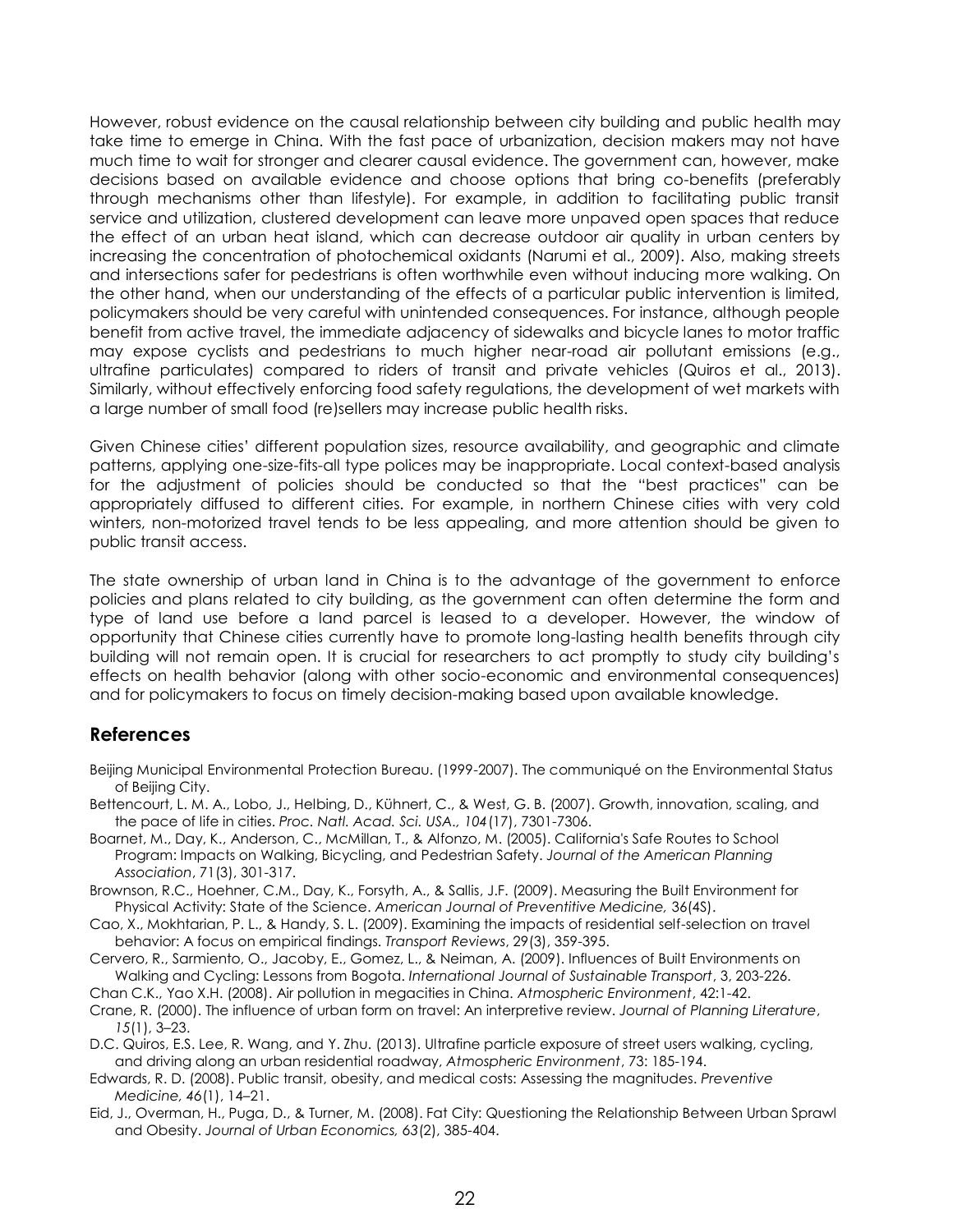However, robust evidence on the causal relationship between city building and public health may take time to emerge in China. With the fast pace of urbanization, decision makers may not have much time to wait for stronger and clearer causal evidence. The government can, however, make decisions based on available evidence and choose options that bring co-benefits (preferably through mechanisms other than lifestyle). For example, in addition to facilitating public transit service and utilization, clustered development can leave more unpaved open spaces that reduce the effect of an urban heat island, which can decrease outdoor air quality in urban centers by increasing the concentration of photochemical oxidants (Narumi et al., 2009). Also, making streets and intersections safer for pedestrians is often worthwhile even without inducing more walking. On the other hand, when our understanding of the effects of a particular public intervention is limited, policymakers should be very careful with unintended consequences. For instance, although people benefit from active travel, the immediate adjacency of sidewalks and bicycle lanes to motor traffic may expose cyclists and pedestrians to much higher near-road air pollutant emissions (e.g., ultrafine particulates) compared to riders of transit and private vehicles (Quiros et al., 2013). Similarly, without effectively enforcing food safety regulations, the development of wet markets with a large number of small food (re)sellers may increase public health risks.

Given Chinese cities' different population sizes, resource availability, and geographic and climate patterns, applying one-size-fits-all type polices may be inappropriate. Local context-based analysis for the adjustment of policies should be conducted so that the "best practices" can be appropriately diffused to different cities. For example, in northern Chinese cities with very cold winters, non-motorized travel tends to be less appealing, and more attention should be given to public transit access.

The state ownership of urban land in China is to the advantage of the government to enforce policies and plans related to city building, as the government can often determine the form and type of land use before a land parcel is leased to a developer. However, the window of opportunity that Chinese cities currently have to promote long-lasting health benefits through city building will not remain open. It is crucial for researchers to act promptly to study city building's effects on health behavior (along with other socio-economic and environmental consequences) and for policymakers to focus on timely decision-making based upon available knowledge.

## References

Beijing Municipal Environmental Protection Bureau. (1999-2007). The communiqué on the Environmental Status of Beijing City.

Bettencourt, L. M. A., Lobo, J., Helbing, D., Kühnert, C., & West, G. B. (2007). Growth, innovation, scaling, and the pace of life in cities. *Proc. Natl. Acad. Sci. USA., 104*(17), 7301-7306.

Boarnet, M., Day, K., Anderson, C., McMillan, T., & Alfonzo, M. (2005). California's Safe Routes to School Program: Impacts on Walking, Bicycling, and Pedestrian Safety. *Journal of the American Planning Association*, 71(3), 301-317.

Brownson, R.C., Hoehner, C.M., Day, K., Forsyth, A., & Sallis, J.F. (2009). Measuring the Built Environment for Physical Activity: State of the Science. *American Journal of Preventitive Medicine,* 36(4S).

Cao, X., Mokhtarian, P. L., & Handy, S. L. (2009). Examining the impacts of residential self-selection on travel behavior: A focus on empirical findings. *Transport Reviews*, 29(3), 359-395.

Cervero, R., Sarmiento, O., Jacoby, E., Gomez, L., & Neiman, A. (2009). Influences of Built Environments on Walking and Cycling: Lessons from Bogota. *International Journal of Sustainable Transport*, 3, 203-226.

Chan C.K., Yao X.H. (2008). Air pollution in megacities in China. *Atmospheric Environment*, 42:1-42.

Crane, R. (2000). The influence of urban form on travel: An interpretive review. *Journal of Planning Literature*, *15*(1), 3–23.

D.C. Quiros, E.S. Lee, R. Wang, and Y. Zhu. (2013). Ultrafine particle exposure of street users walking, cycling, and driving along an urban residential roadway, *Atmospheric Environment*, 73: 185-194.

Edwards, R. D. (2008). Public transit, obesity, and medical costs: Assessing the magnitudes. *Preventive Medicine, 46*(1), 14–21.

Eid, J., Overman, H., Puga, D., & Turner, M. (2008). Fat City: Questioning the Relationship Between Urban Sprawl and Obesity. *Journal of Urban Economics, 63*(2), 385-404.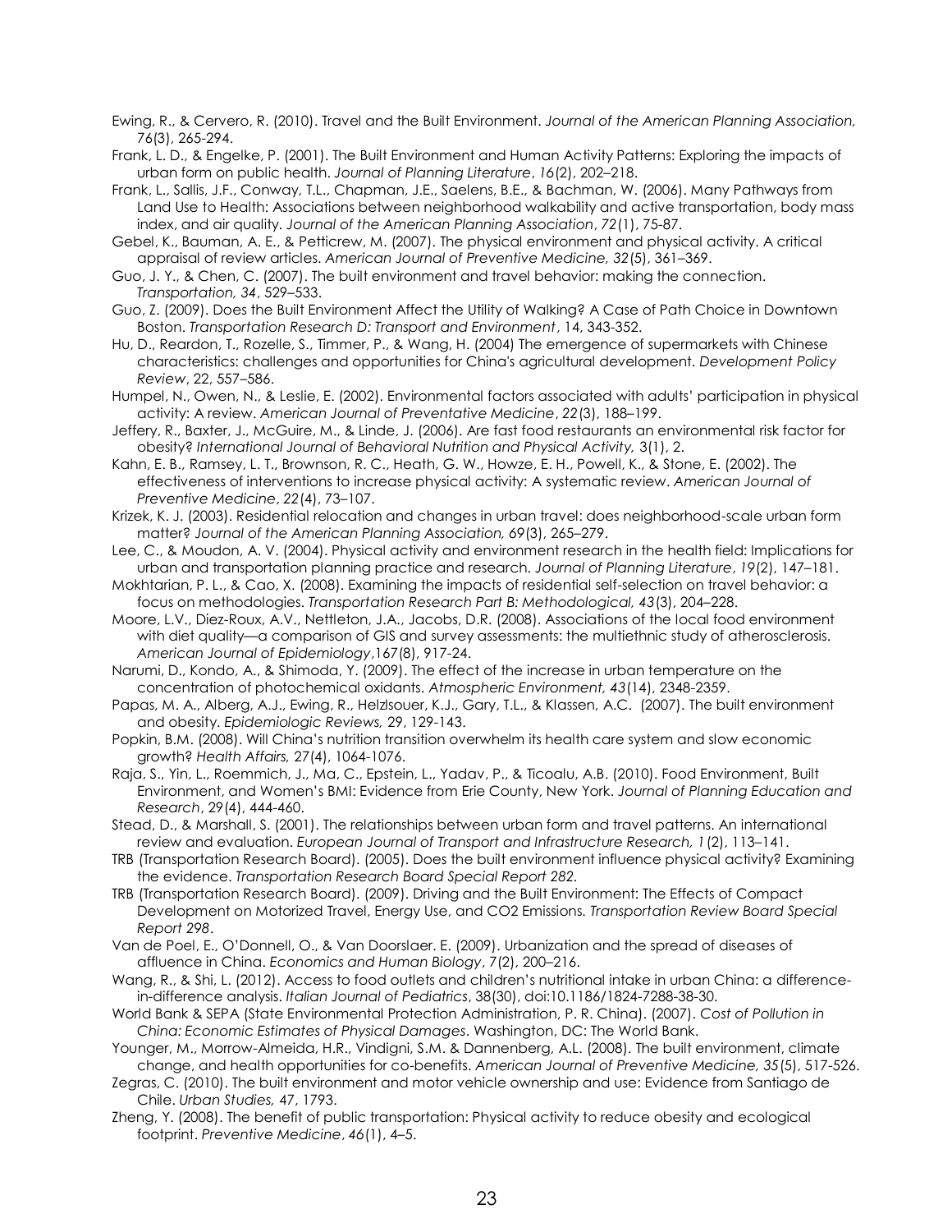Ewing, R., & Cervero, R. (2010). Travel and the Built Environment. *Journal of the American Planning Association, 76*(3), 265-294.

Frank, L. D., & Engelke, P. (2001). The Built Environment and Human Activity Patterns: Exploring the impacts of urban form on public health. *Journal of Planning Literature*, *16*(2), 202–218.

Frank, L., Sallis, J.F., Conway, T.L., Chapman, J.E., Saelens, B.E., & Bachman, W. (2006). Many Pathways from Land Use to Health: Associations between neighborhood walkability and active transportation, body mass index, and air quality. *Journal of the American Planning Association*, *72*(1), 75-87.

Gebel, K., Bauman, A. E., & Petticrew, M. (2007). The physical environment and physical activity. A critical appraisal of review articles. *American Journal of Preventive Medicine, 32*(5), 361–369.

Guo, J. Y., & Chen, C. (2007). The built environment and travel behavior: making the connection. *Transportation, 34*, 529–533.

Guo, Z. (2009). Does the Built Environment Affect the Utility of Walking? A Case of Path Choice in Downtown Boston. *Transportation Research D: Transport and Environment*, 14, 343-352.

Hu, D., Reardon, T., Rozelle, S., Timmer, P., & Wang, H. (2004) The emergence of supermarkets with Chinese characteristics: challenges and opportunities for China's agricultural development. *Development Policy Review*, 22, 557–586.

Humpel, N., Owen, N., & Leslie, E. (2002). Environmental factors associated with adults' participation in physical activity: A review. *American Journal of Preventative Medicine*, *22*(3), 188–199.

Jeffery, R., Baxter, J., McGuire, M., & Linde, J. (2006). Are fast food restaurants an environmental risk factor for obesity? *International Journal of Behavioral Nutrition and Physical Activity,* 3(1), 2.

Kahn, E. B., Ramsey, L. T., Brownson, R. C., Heath, G. W., Howze, E. H., Powell, K., & Stone, E. (2002). The effectiveness of interventions to increase physical activity: A systematic review. *American Journal of Preventive Medicine*, *22*(4), 73–107.

Krizek, K. J. (2003). Residential relocation and changes in urban travel: does neighborhood-scale urban form matter? *Journal of the American Planning Association, 69*(3), 265–279.

Lee, C., & Moudon, A. V. (2004). Physical activity and environment research in the health field: Implications for urban and transportation planning practice and research. *Journal of Planning Literature*, *19*(2), 147–181.

Mokhtarian, P. L., & Cao, X. (2008). Examining the impacts of residential self-selection on travel behavior: a focus on methodologies. *Transportation Research Part B: Methodological, 43*(3), 204–228.

Moore, L.V., Diez-Roux, A.V., Nettleton, J.A., Jacobs, D.R. (2008). Associations of the local food environment with diet quality—a comparison of GIS and survey assessments: the multiethnic study of atherosclerosis. *American Journal of Epidemiology*,167(8), 917-24.

Narumi, D., Kondo, A., & Shimoda, Y. (2009). The effect of the increase in urban temperature on the concentration of photochemical oxidants. *Atmospheric Environment, 43*(14), 2348-2359.

Papas, M. A., Alberg, A.J., Ewing, R., Helzlsouer, K.J., Gary, T.L., & Klassen, A.C. (2007). The built environment and obesity. *Epidemiologic Reviews,* 29, 129-143.

Popkin, B.M. (2008). Will China's nutrition transition overwhelm its health care system and slow economic growth? *Health Affairs,* 27(4), 1064-1076.

Raja, S., Yin, L., Roemmich, J., Ma, C., Epstein, L., Yadav, P., & Ticoalu, A.B. (2010). Food Environment, Built Environment, and Women's BMI: Evidence from Erie County, New York. *Journal of Planning Education and Research*, 29(4), 444-460.

Stead, D., & Marshall, S. (2001). The relationships between urban form and travel patterns. An international review and evaluation. *European Journal of Transport and Infrastructure Research, 1*(2), 113–141.

TRB (Transportation Research Board). (2005). Does the built environment influence physical activity? Examining the evidence. *Transportation Research Board Special Report 282.*

TRB (Transportation Research Board). (2009). Driving and the Built Environment: The Effects of Compact Development on Motorized Travel, Energy Use, and CO2 Emissions. *Transportation Review Board Special Report 298*.

Van de Poel, E., O'Donnell, O., & Van Doorslaer. E. (2009). Urbanization and the spread of diseases of affluence in China. *Economics and Human Biology*, *7*(2), 200–216.

Wang, R., & Shi, L. (2012). Access to food outlets and children's nutritional intake in urban China: a difference-in-difference analysis. *Italian Journal of Pediatrics*, 38(30), doi:10.1186/1824-7288-38-30.

World Bank & SEPA (State Environmental Protection Administration, P. R. China). (2007). *Cost of Pollution in China: Economic Estimates of Physical Damages*. Washington, DC: The World Bank.

Younger, M., Morrow-Almeida, H.R., Vindigni, S.M. & Dannenberg, A.L. (2008). The built environment, climate change, and health opportunities for co-benefits. *American Journal of Preventive Medicine, 35*(5), 517-526.

Zegras, C. (2010). The built environment and motor vehicle ownership and use: Evidence from Santiago de Chile. *Urban Studies,* 47, 1793.

Zheng, Y. (2008). The benefit of public transportation: Physical activity to reduce obesity and ecological footprint. *Preventive Medicine*, *46*(1), 4–5.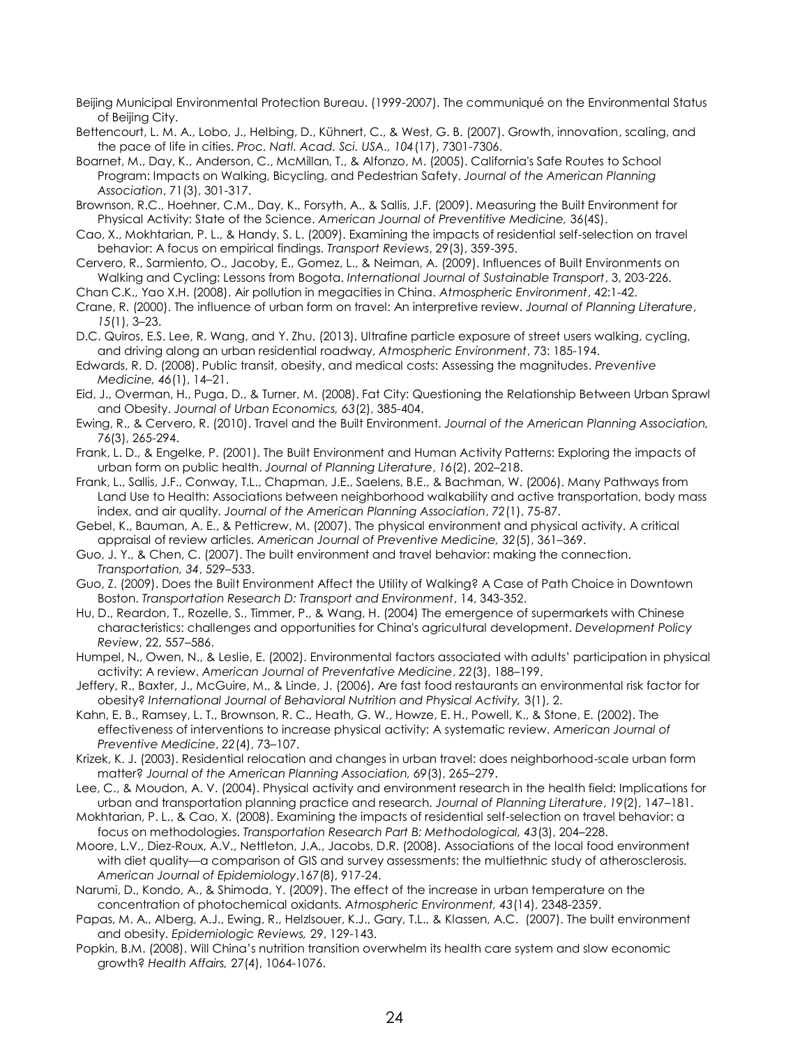Beijing Municipal Environmental Protection Bureau. (1999-2007). The communiqué on the Environmental Status of Beijing City.

Bettencourt, L. M. A., Lobo, J., Helbing, D., Kühnert, C., & West, G. B. (2007). Growth, innovation, scaling, and the pace of life in cities. *Proc. Natl. Acad. Sci. USA., 104*(17), 7301-7306.

Boarnet, M., Day, K., Anderson, C., McMillan, T., & Alfonzo, M. (2005). California's Safe Routes to School Program: Impacts on Walking, Bicycling, and Pedestrian Safety. *Journal of the American Planning Association*, 71(3), 301-317.

Brownson, R.C., Hoehner, C.M., Day, K., Forsyth, A., & Sallis, J.F. (2009). Measuring the Built Environment for Physical Activity: State of the Science. *American Journal of Preventitive Medicine,* 36(4S).

Cao, X., Mokhtarian, P. L., & Handy, S. L. (2009). Examining the impacts of residential self-selection on travel behavior: A focus on empirical findings. *Transport Reviews*, 29(3), 359-395.

Cervero, R., Sarmiento, O., Jacoby, E., Gomez, L., & Neiman, A. (2009). Influences of Built Environments on Walking and Cycling: Lessons from Bogota. *International Journal of Sustainable Transport*, 3, 203-226.

Chan C.K., Yao X.H. (2008). Air pollution in megacities in China. *Atmospheric Environment*, 42:1-42.

Crane, R. (2000). The influence of urban form on travel: An interpretive review. *Journal of Planning Literature*, *15*(1), 3–23.

D.C. Quiros, E.S. Lee, R. Wang, and Y. Zhu. (2013). Ultrafine particle exposure of street users walking, cycling, and driving along an urban residential roadway, *Atmospheric Environment*, 73: 185-194.

Edwards, R. D. (2008). Public transit, obesity, and medical costs: Assessing the magnitudes. *Preventive Medicine, 46*(1), 14–21.

Eid, J., Overman, H., Puga, D., & Turner, M. (2008). Fat City: Questioning the Relationship Between Urban Sprawl and Obesity. *Journal of Urban Economics, 63*(2), 385-404.

Ewing, R., & Cervero, R. (2010). Travel and the Built Environment. *Journal of the American Planning Association,* 76(3), 265-294.

Frank, L. D., & Engelke, P. (2001). The Built Environment and Human Activity Patterns: Exploring the impacts of urban form on public health. *Journal of Planning Literature*, *16*(2), 202–218.

Frank, L., Sallis, J.F., Conway, T.L., Chapman, J.E., Saelens, B.E., & Bachman, W. (2006). Many Pathways from Land Use to Health: Associations between neighborhood walkability and active transportation, body mass index, and air quality. *Journal of the American Planning Association*, *72*(1), 75-87.

Gebel, K., Bauman, A. E., & Petticrew, M. (2007). The physical environment and physical activity. A critical appraisal of review articles. *American Journal of Preventive Medicine, 32*(5), 361–369.

Guo, J. Y., & Chen, C. (2007). The built environment and travel behavior: making the connection. *Transportation, 34*, 529–533.

Guo, Z. (2009). Does the Built Environment Affect the Utility of Walking? A Case of Path Choice in Downtown Boston. *Transportation Research D: Transport and Environment*, 14, 343-352.

Hu, D., Reardon, T., Rozelle, S., Timmer, P., & Wang, H. (2004) The emergence of supermarkets with Chinese characteristics: challenges and opportunities for China's agricultural development. *Development Policy Review*, 22, 557–586.

Humpel, N., Owen, N., & Leslie, E. (2002). Environmental factors associated with adults' participation in physical activity: A review. *American Journal of Preventative Medicine*, *22*(3), 188–199.

Jeffery, R., Baxter, J., McGuire, M., & Linde, J. (2006). Are fast food restaurants an environmental risk factor for obesity? *International Journal of Behavioral Nutrition and Physical Activity,* 3(1), 2.

Kahn, E. B., Ramsey, L. T., Brownson, R. C., Heath, G. W., Howze, E. H., Powell, K., & Stone, E. (2002). The effectiveness of interventions to increase physical activity: A systematic review. *American Journal of Preventive Medicine*, *22*(4), 73–107.

Krizek, K. J. (2003). Residential relocation and changes in urban travel: does neighborhood-scale urban form matter? *Journal of the American Planning Association, 69*(3), 265–279.

Lee, C., & Moudon, A. V. (2004). Physical activity and environment research in the health field: Implications for urban and transportation planning practice and research. *Journal of Planning Literature*, *19*(2), 147–181.

Mokhtarian, P. L., & Cao, X. (2008). Examining the impacts of residential self-selection on travel behavior: a focus on methodologies. *Transportation Research Part B: Methodological, 43*(3), 204–228.

Moore, L.V., Diez-Roux, A.V., Nettleton, J.A., Jacobs, D.R. (2008). Associations of the local food environment with diet quality—a comparison of GIS and survey assessments: the multiethnic study of atherosclerosis. *American Journal of Epidemiology*,167(8), 917-24.

Narumi, D., Kondo, A., & Shimoda, Y. (2009). The effect of the increase in urban temperature on the concentration of photochemical oxidants. *Atmospheric Environment, 43*(14), 2348-2359.

Papas, M. A., Alberg, A.J., Ewing, R., Helzlsouer, K.J., Gary, T.L., & Klassen, A.C. (2007). The built environment and obesity. *Epidemiologic Reviews,* 29, 129-143.

Popkin, B.M. (2008). Will China's nutrition transition overwhelm its health care system and slow economic growth? *Health Affairs,* 27(4), 1064-1076.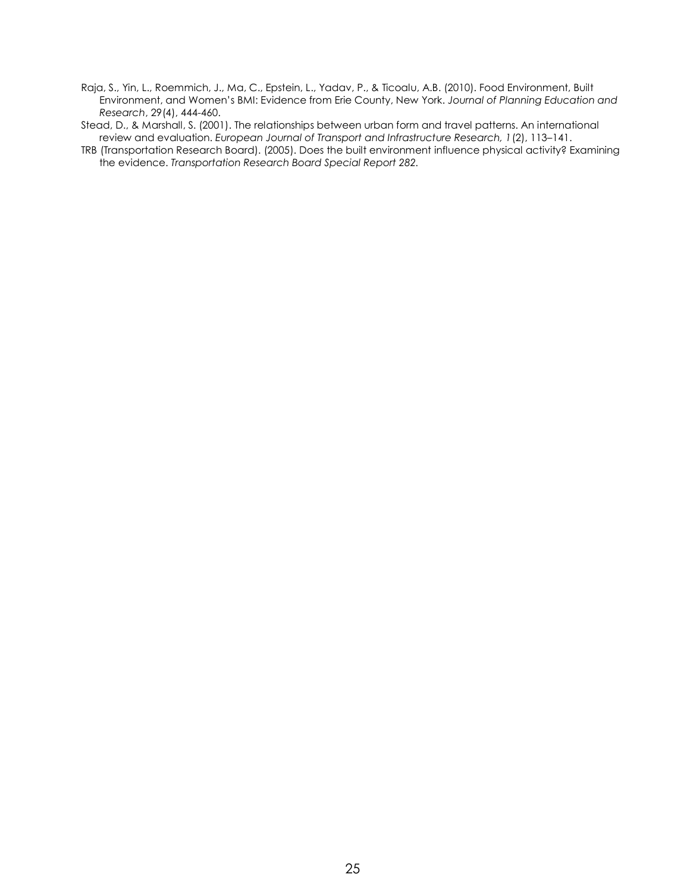Raja, S., Yin, L., Roemmich, J., Ma, C., Epstein, L., Yadav, P., & Ticoalu, A.B. (2010). Food Environment, Built Environment, and Women's BMI: Evidence from Erie County, New York. *Journal of Planning Education and Research*, *29*(4), 444-460.

Stead, D., & Marshall, S. (2001). The relationships between urban form and travel patterns. An international review and evaluation. *European Journal of Transport and Infrastructure Research, 1*(2), 113–141.

TRB (Transportation Research Board). (2005). Does the built environment influence physical activity? Examining the evidence. *Transportation Research Board Special Report 282.*